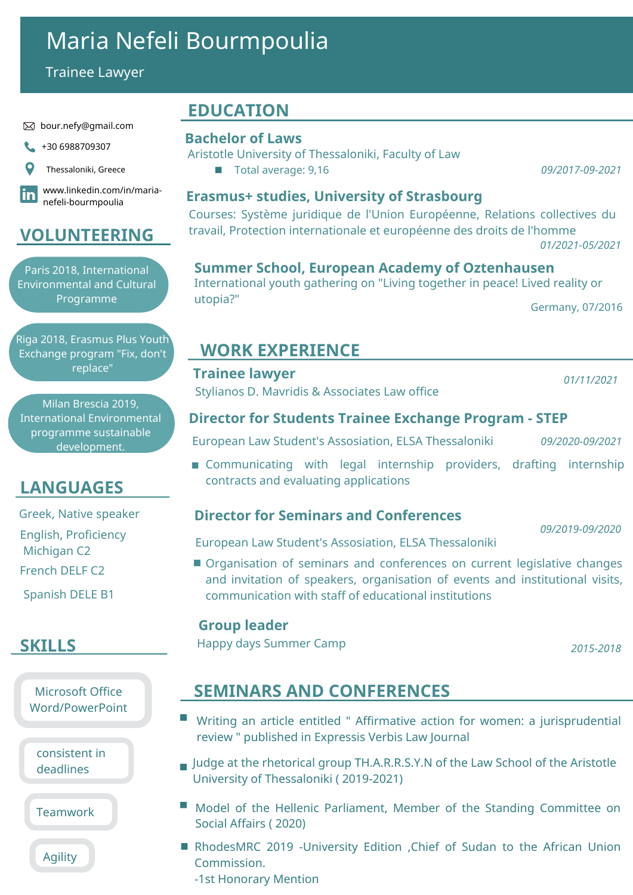# Maria Nefeli Bourmpoulia

Trainee Lawyer

bour.nefy@gmail.com

+30 6988709307

Thessaloniki, Greece

www.linkedin.com/in/maria-nefeli-bourmpoulia

## VOLUNTEERING

- Paris 2018, International Environmental and Cultural Programme
- Riga 2018, Erasmus Plus Youth Exchange program "Fix, don't replace"
- Milan Brescia 2019, International Environmental programme sustainable development.

## LANGUAGES

Greek, Native speaker

English, Proficiency Michigan C2

French DELF C2

Spanish DELE B1

## SKILLS

- Microsoft Office Word/PowerPoint
- consistent in deadlines
- Teamwork
- Agility

## EDUCATION

### Bachelor of Laws

Aristotle University of Thessaloniki, Faculty of Law

- Total average: 9,16

*09/2017-09-2021*

### Erasmus+ studies, University of Strasbourg

Courses: Système juridique de l'Union Européenne, Relations collectives du travail, Protection internationale et européenne des droits de l'homme

*01/2021-05/2021*

### Summer School, European Academy of Oztenhausen

International youth gathering on "Living together in peace! Lived reality or utopia?"

Germany, 07/2016

## WORK EXPERIENCE

### Trainee lawyer

Stylianos D. Mavridis & Associates Law office

*01/11/2021*

### Director for Students Trainee Exchange Program - STEP

European Law Student's Assosiation, ELSA Thessaloniki

*09/2020-09/2021*

- Communicating with legal internship providers, drafting internship contracts and evaluating applications

### Director for Seminars and Conferences

European Law Student's Assosiation, ELSA Thessaloniki

*09/2019-09/2020*

- Organisation of seminars and conferences on current legislative changes and invitation of speakers, organisation of events and institutional visits, communication with staff of educational institutions

### Group leader

Happy days Summer Camp

*2015-2018*

## SEMINARS AND CONFERENCES

- Writing an article entitled " Affirmative action for women: a jurisprudential review " published in Expressis Verbis Law Journal
- Judge at the rhetorical group TH.A.R.R.S.Y.N of the Law School of the Aristotle University of Thessaloniki ( 2019-2021)
- Model of the Hellenic Parliament, Member of the Standing Committee on Social Affairs ( 2020)
- RhodesMRC 2019 -University Edition ,Chief of Sudan to the African Union Commission.
  -1st Honorary Mention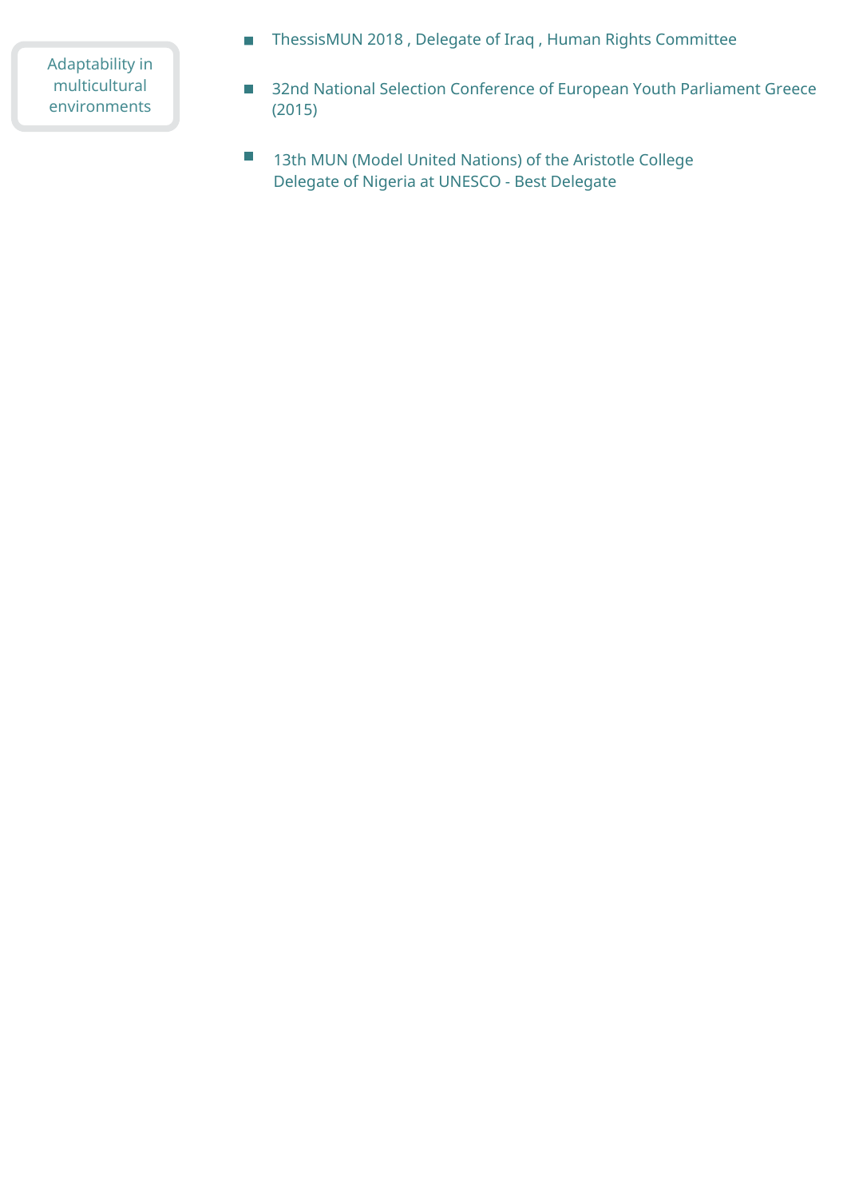Adaptability in multicultural environments

- ThessisMUN 2018 , Delegate of Iraq , Human Rights Committee
- 32nd National Selection Conference of European Youth Parliament Greece (2015)
- 13th MUN (Model United Nations) of the Aristotle College
  Delegate of Nigeria at UNESCO - Best Delegate